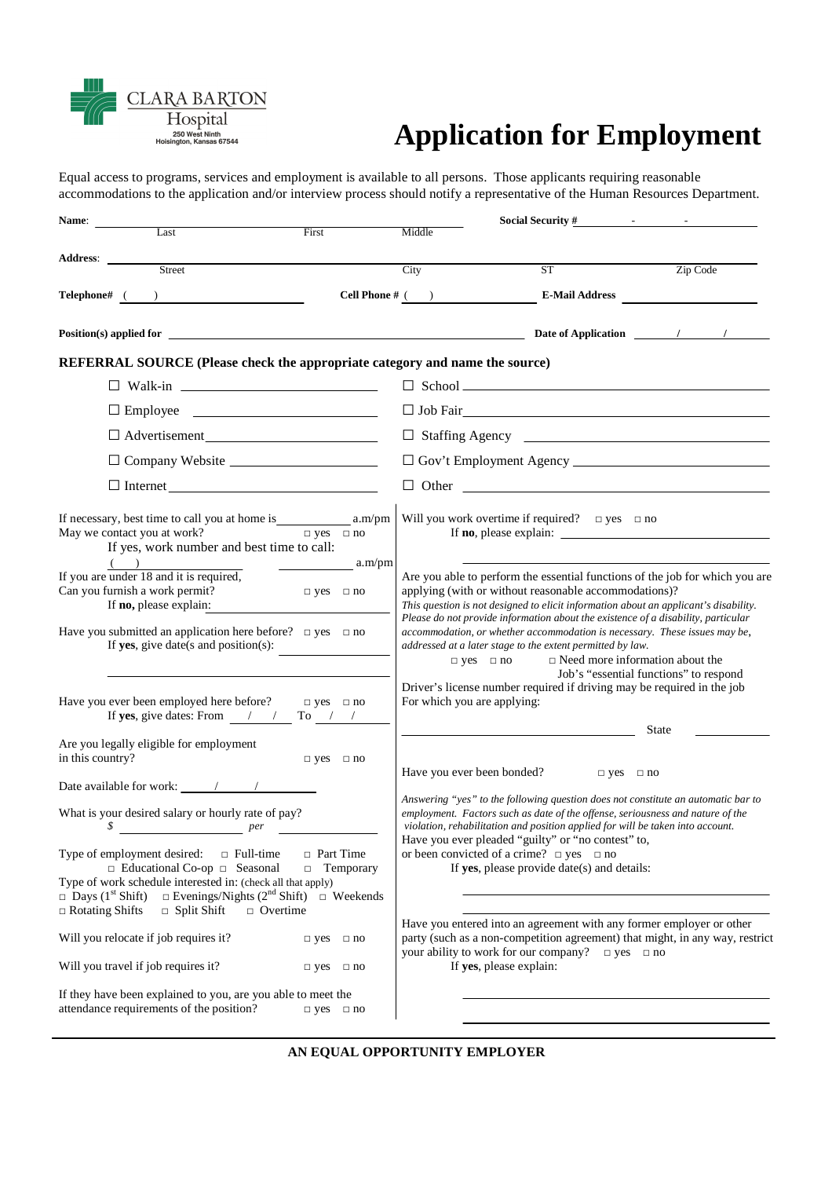CLARA BARTON Hospital
250 West Ninth
Hoisington, Kansas 67544

# Application for Employment

Equal access to programs, services and employment is available to all persons. Those applicants requiring reasonable accommodations to the application and/or interview process should notify a representative of the Human Resources Department.

**Name**: ______________________ Last ______________________ First ______________________ Middle **Social Security #** _____ - _____ - _____

**Address**: ______________________ Street ______________________ City ______ ST ______ Zip Code

**Telephone#** ( ) ______________ **Cell Phone #** ( ) ______________ **E-Mail Address** ______________

**Position(s) applied for** ______________________________________ **Date of Application** ____ / ____ / ____

**REFERRAL SOURCE (Please check the appropriate category and name the source)**

- ☐ Walk-in ______________________
- ☐ Employee ______________________
- ☐ Advertisement ______________________
- ☐ Company Website ______________________
- ☐ Internet ______________________
- ☐ School ______________________
- ☐ Job Fair ______________________
- ☐ Staffing Agency ______________________
- ☐ Gov't Employment Agency ______________________
- ☐ Other ______________________

If necessary, best time to call you at home is __________ a.m/pm
May we contact you at work? □ yes □ no
If yes, work number and best time to call:
( ) __________ __________ a.m/pm

If you are under 18 and it is required,
Can you furnish a work permit? □ yes □ no
If **no,** please explain: ______________________

Have you submitted an application here before? □ yes □ no
If **yes**, give date(s and position(s): ______________________
______________________

Have you ever been employed here before? □ yes □ no
If **yes**, give dates: From ___ / ___ / ___ To ___ / ___ / ___

Are you legally eligible for employment in this country? □ yes □ no

Date available for work: ___ / ___ / ___

What is your desired salary or hourly rate of pay?
$ ______________ *per* ______________

Type of employment desired: □ Full-time □ Part Time □ Educational Co-op □ Seasonal □ Temporary

Type of work schedule interested in: (check all that apply)
□ Days (1st Shift) □ Evenings/Nights (2nd Shift) □ Weekends □ Rotating Shifts □ Split Shift □ Overtime

Will you relocate if job requires it? □ yes □ no

Will you travel if job requires it? □ yes □ no

If they have been explained to you, are you able to meet the attendance requirements of the position? □ yes □ no

Will you work overtime if required? □ yes □ no
If **no**, please explain: ______________________
______________________

Are you able to perform the essential functions of the job for which you are applying (with or without reasonable accommodations)?
*This question is not designed to elicit information about an applicant's disability. Please do not provide information about the existence of a disability, particular accommodation, or whether accommodation is necessary. These issues may be, addressed at a later stage to the extent permitted by law.*
□ yes □ no □ Need more information about the Job's "essential functions" to respond

Driver's license number required if driving may be required in the job For which you are applying:
______________________ State ______________

Have you ever been bonded? □ yes □ no

*Answering "yes" to the following question does not constitute an automatic bar to employment. Factors such as date of the offense, seriousness and nature of the violation, rehabilitation and position applied for will be taken into account.*
Have you ever pleaded "guilty" or "no contest" to, or been convicted of a crime? □ yes □ no
If **yes**, please provide date(s) and details:
______________________
______________________

Have you entered into an agreement with any former employer or other party (such as a non-competition agreement) that might, in any way, restrict your ability to work for our company? □ yes □ no
If **yes**, please explain:
______________________
______________________

**AN EQUAL OPPORTUNITY EMPLOYER**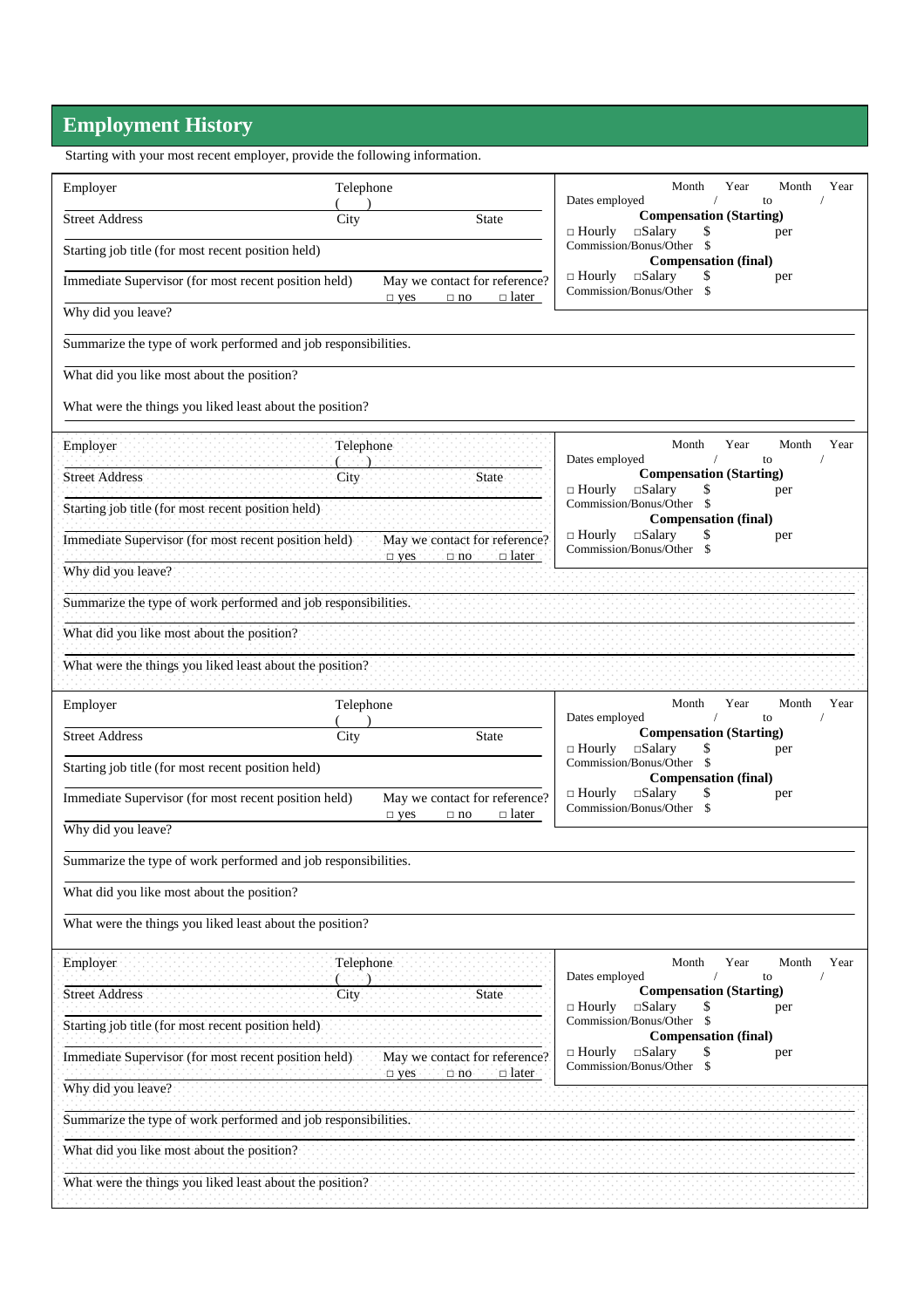## Employment History

Starting with your most recent employer, provide the following information.

Employer | Telephone ( )

Street Address | City | State

Starting job title (for most recent position held)

Immediate Supervisor (for most recent position held) | May we contact for reference? □ yes □ no □ later

Dates employed: Month / Year to Month / Year

**Compensation (Starting)**
□ Hourly □Salary $ per
Commission/Bonus/Other $

**Compensation (final)**
□ Hourly □Salary $ per
Commission/Bonus/Other $

Why did you leave?

Summarize the type of work performed and job responsibilities.

What did you like most about the position?

What were the things you liked least about the position?

---

Employer | Telephone ( )

Street Address | City | State

Starting job title (for most recent position held)

Immediate Supervisor (for most recent position held) | May we contact for reference? □ yes □ no □ later

Dates employed: Month / Year to Month / Year

**Compensation (Starting)**
□ Hourly □Salary $ per
Commission/Bonus/Other $

**Compensation (final)**
□ Hourly □Salary $ per
Commission/Bonus/Other $

Why did you leave?

Summarize the type of work performed and job responsibilities.

What did you like most about the position?

What were the things you liked least about the position?

---

Employer | Telephone ( )

Street Address | City | State

Starting job title (for most recent position held)

Immediate Supervisor (for most recent position held) | May we contact for reference? □ yes □ no □ later

Dates employed: Month / Year to Month / Year

**Compensation (Starting)**
□ Hourly □Salary $ per
Commission/Bonus/Other $

**Compensation (final)**
□ Hourly □Salary $ per
Commission/Bonus/Other $

Why did you leave?

Summarize the type of work performed and job responsibilities.

What did you like most about the position?

What were the things you liked least about the position?

---

Employer | Telephone ( )

Street Address | City | State

Starting job title (for most recent position held)

Immediate Supervisor (for most recent position held) | May we contact for reference? □ yes □ no □ later

Dates employed: Month / Year to Month / Year

**Compensation (Starting)**
□ Hourly □Salary $ per
Commission/Bonus/Other $

**Compensation (final)**
□ Hourly □Salary $ per
Commission/Bonus/Other $

Why did you leave?

Summarize the type of work performed and job responsibilities.

What did you like most about the position?

What were the things you liked least about the position?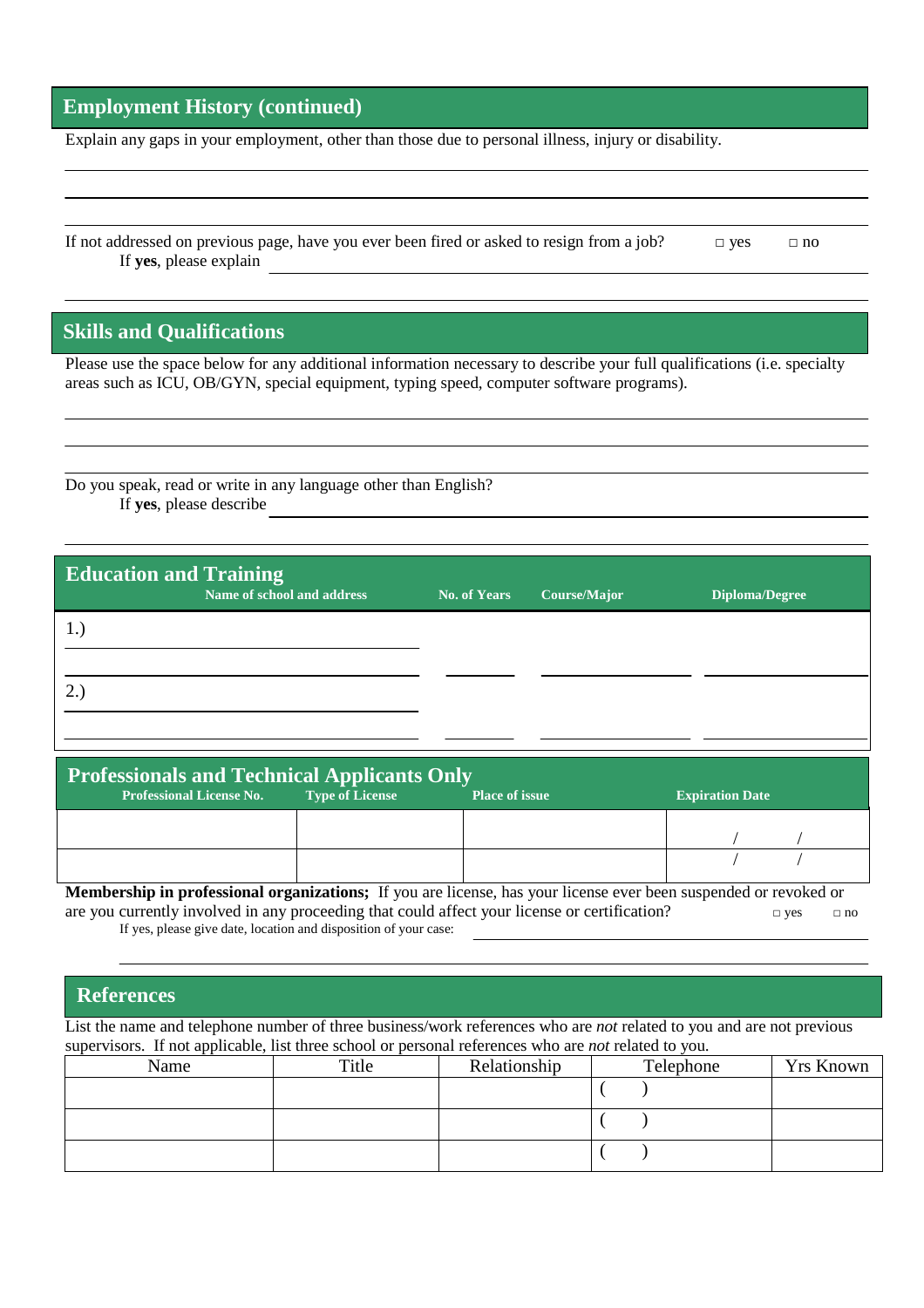## Employment History (continued)

Explain any gaps in your employment, other than those due to personal illness, injury or disability.

If not addressed on previous page, have you ever been fired or asked to resign from a job? □ yes □ no

If **yes**, please explain

## Skills and Qualifications

Please use the space below for any additional information necessary to describe your full qualifications (i.e. specialty areas such as ICU, OB/GYN, special equipment, typing speed, computer software programs).

Do you speak, read or write in any language other than English?

If **yes**, please describe

## Education and Training

| | Name of school and address | No. of Years | Course/Major | Diploma/Degree |
|---|---|---|---|---|
| 1.) | | | | |
| 2.) | | | | |

## Professionals and Technical Applicants Only

| Professional License No. | Type of License | Place of issue | Expiration Date |
|---|---|---|---|
| | | | / / |
| | | | / / |

**Membership in professional organizations;** If you are license, has your license ever been suspended or revoked or are you currently involved in any proceeding that could affect your license or certification? □ yes □ no

If yes, please give date, location and disposition of your case:

## References

List the name and telephone number of three business/work references who are *not* related to you and are not previous supervisors. If not applicable, list three school or personal references who are *not* related to you.

| Name | Title | Relationship | Telephone | Yrs Known |
|---|---|---|---|---|
| | | | ( ) | |
| | | | ( ) | |
| | | | ( ) | |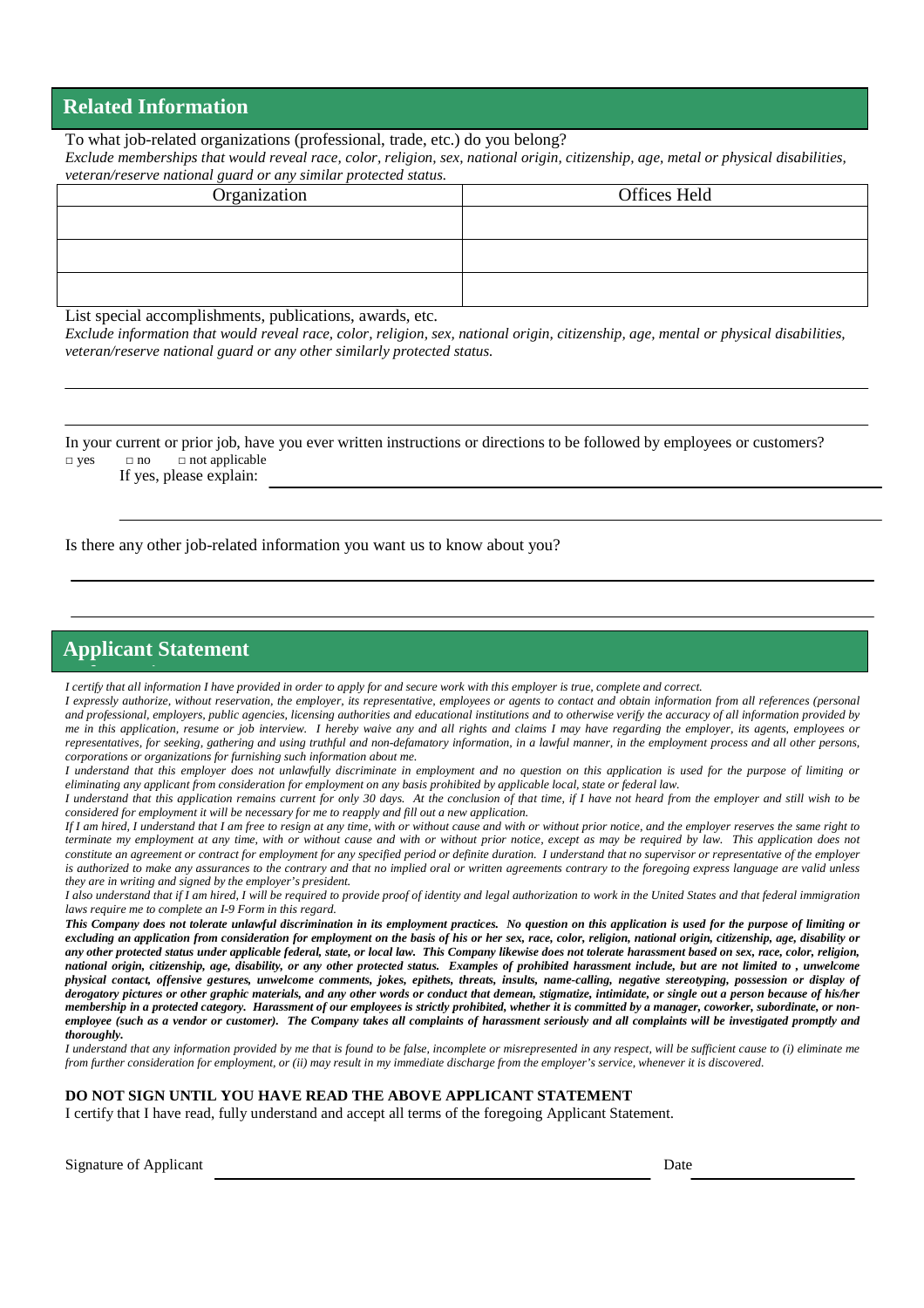## Related Information

To what job-related organizations (professional, trade, etc.) do you belong?

*Exclude memberships that would reveal race, color, religion, sex, national origin, citizenship, age, metal or physical disabilities, veteran/reserve national guard or any similar protected status.*

| Organization | Offices Held |
|---|---|
| | |
| | |
| | |

List special accomplishments, publications, awards, etc.

*Exclude information that would reveal race, color, religion, sex, national origin, citizenship, age, mental or physical disabilities, veteran/reserve national guard or any other similarly protected status.*

In your current or prior job, have you ever written instructions or directions to be followed by employees or customers?

□ yes □ no □ not applicable

If yes, please explain:

Is there any other job-related information you want us to know about you?

## Applicant Statement

*I certify that all information I have provided in order to apply for and secure work with this employer is true, complete and correct.*

*I expressly authorize, without reservation, the employer, its representative, employees or agents to contact and obtain information from all references (personal and professional, employers, public agencies, licensing authorities and educational institutions and to otherwise verify the accuracy of all information provided by me in this application, resume or job interview. I hereby waive any and all rights and claims I may have regarding the employer, its agents, employees or representatives, for seeking, gathering and using truthful and non-defamatory information, in a lawful manner, in the employment process and all other persons, corporations or organizations for furnishing such information about me.*

*I understand that this employer does not unlawfully discriminate in employment and no question on this application is used for the purpose of limiting or eliminating any applicant from consideration for employment on any basis prohibited by applicable local, state or federal law.*

*I understand that this application remains current for only 30 days. At the conclusion of that time, if I have not heard from the employer and still wish to be considered for employment it will be necessary for me to reapply and fill out a new application.*

*If I am hired, I understand that I am free to resign at any time, with or without cause and with or without prior notice, and the employer reserves the same right to terminate my employment at any time, with or without cause and with or without prior notice, except as may be required by law. This application does not constitute an agreement or contract for employment for any specified period or definite duration. I understand that no supervisor or representative of the employer is authorized to make any assurances to the contrary and that no implied oral or written agreements contrary to the foregoing express language are valid unless they are in writing and signed by the employer's president.*

*I also understand that if I am hired, I will be required to provide proof of identity and legal authorization to work in the United States and that federal immigration laws require me to complete an I-9 Form in this regard.*

***This Company does not tolerate unlawful discrimination in its employment practices. No question on this application is used for the purpose of limiting or excluding an application from consideration for employment on the basis of his or her sex, race, color, religion, national origin, citizenship, age, disability or any other protected status under applicable federal, state, or local law. This Company likewise does not tolerate harassment based on sex, race, color, religion, national origin, citizenship, age, disability, or any other protected status. Examples of prohibited harassment include, but are not limited to , unwelcome physical contact, offensive gestures, unwelcome comments, jokes, epithets, threats, insults, name-calling, negative stereotyping, possession or display of derogatory pictures or other graphic materials, and any other words or conduct that demean, stigmatize, intimidate, or single out a person because of his/her membership in a protected category. Harassment of our employees is strictly prohibited, whether it is committed by a manager, coworker, subordinate, or non-employee (such as a vendor or customer). The Company takes all complaints of harassment seriously and all complaints will be investigated promptly and thoroughly.***

*I understand that any information provided by me that is found to be false, incomplete or misrepresented in any respect, will be sufficient cause to (i) eliminate me from further consideration for employment, or (ii) may result in my immediate discharge from the employer's service, whenever it is discovered.*

**DO NOT SIGN UNTIL YOU HAVE READ THE ABOVE APPLICANT STATEMENT**

I certify that I have read, fully understand and accept all terms of the foregoing Applicant Statement.

Signature of Applicant ______________________ Date __________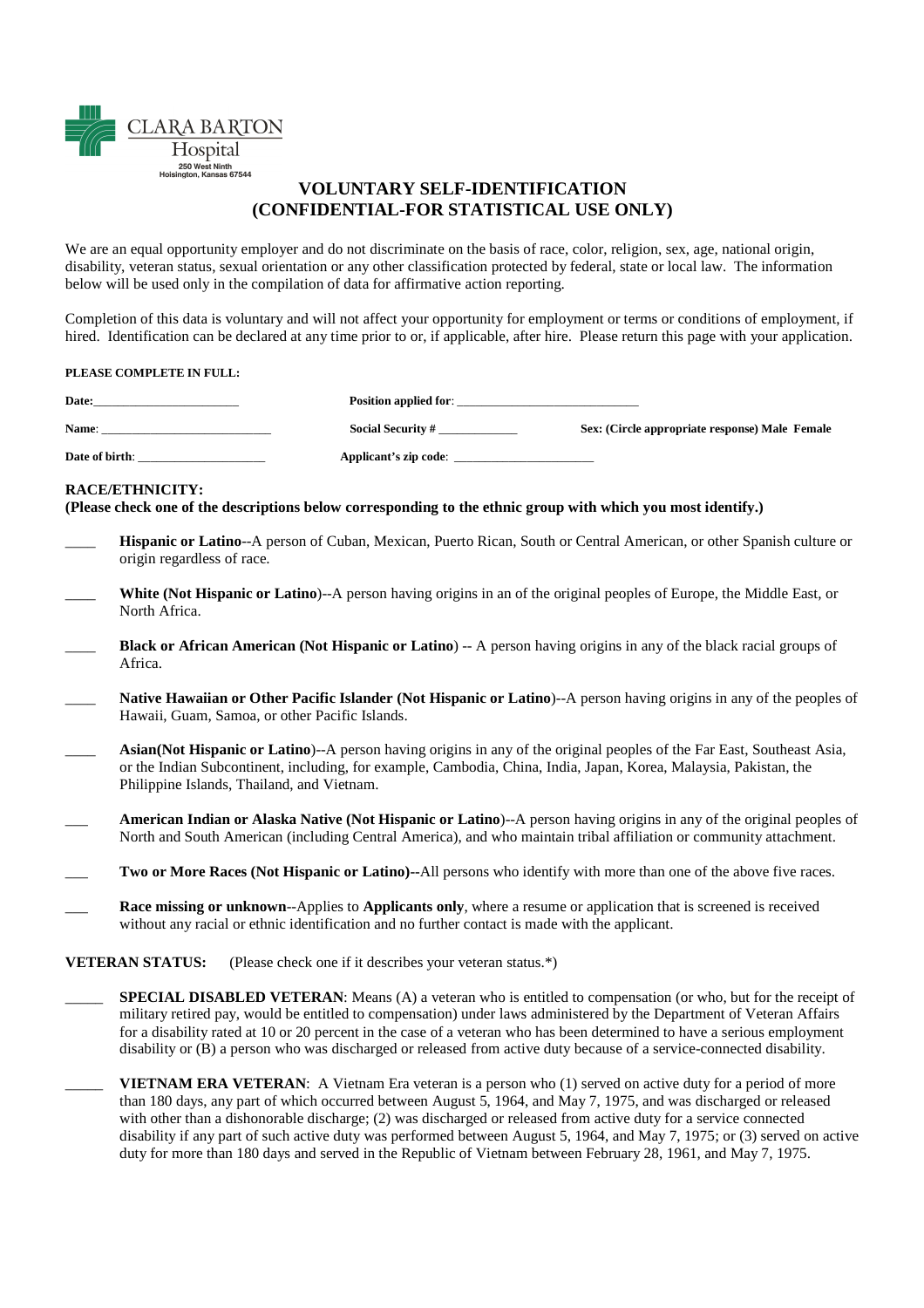CLARA BARTON
Hospital
250 West Ninth
Hoisington, Kansas 67544

## VOLUNTARY SELF-IDENTIFICATION
## (CONFIDENTIAL-FOR STATISTICAL USE ONLY)

We are an equal opportunity employer and do not discriminate on the basis of race, color, religion, sex, age, national origin, disability, veteran status, sexual orientation or any other classification protected by federal, state or local law. The information below will be used only in the compilation of data for affirmative action reporting.

Completion of this data is voluntary and will not affect your opportunity for employment or terms or conditions of employment, if hired. Identification can be declared at any time prior to or, if applicable, after hire. Please return this page with your application.

**PLEASE COMPLETE IN FULL:**

**Date:**_______________________ **Position applied for**: ____________________________

**Name**: ___________________________ **Social Security #** ____________ **Sex: (Circle appropriate response) Male Female**

**Date of birth**: ____________________ **Applicant's zip code**: ______________________

**RACE/ETHNICITY:**
**(Please check one of the descriptions below corresponding to the ethnic group with which you most identify.)**

____ **Hispanic or Latino**--A person of Cuban, Mexican, Puerto Rican, South or Central American, or other Spanish culture or origin regardless of race.

____ **White (Not Hispanic or Latino**)--A person having origins in an of the original peoples of Europe, the Middle East, or North Africa.

____ **Black or African American (Not Hispanic or Latino**) -- A person having origins in any of the black racial groups of Africa.

____ **Native Hawaiian or Other Pacific Islander (Not Hispanic or Latino**)--A person having origins in any of the peoples of Hawaii, Guam, Samoa, or other Pacific Islands.

____ **Asian(Not Hispanic or Latino**)--A person having origins in any of the original peoples of the Far East, Southeast Asia, or the Indian Subcontinent, including, for example, Cambodia, China, India, Japan, Korea, Malaysia, Pakistan, the Philippine Islands, Thailand, and Vietnam.

___ **American Indian or Alaska Native (Not Hispanic or Latino**)--A person having origins in any of the original peoples of North and South American (including Central America), and who maintain tribal affiliation or community attachment.

___ **Two or More Races (Not Hispanic or Latino)--**All persons who identify with more than one of the above five races.

___ **Race missing or unknown**--Applies to **Applicants only**, where a resume or application that is screened is received without any racial or ethnic identification and no further contact is made with the applicant.

**VETERAN STATUS:** (Please check one if it describes your veteran status.*)

_____ **SPECIAL DISABLED VETERAN**: Means (A) a veteran who is entitled to compensation (or who, but for the receipt of military retired pay, would be entitled to compensation) under laws administered by the Department of Veteran Affairs for a disability rated at 10 or 20 percent in the case of a veteran who has been determined to have a serious employment disability or (B) a person who was discharged or released from active duty because of a service-connected disability.

_____ **VIETNAM ERA VETERAN**: A Vietnam Era veteran is a person who (1) served on active duty for a period of more than 180 days, any part of which occurred between August 5, 1964, and May 7, 1975, and was discharged or released with other than a dishonorable discharge; (2) was discharged or released from active duty for a service connected disability if any part of such active duty was performed between August 5, 1964, and May 7, 1975; or (3) served on active duty for more than 180 days and served in the Republic of Vietnam between February 28, 1961, and May 7, 1975.